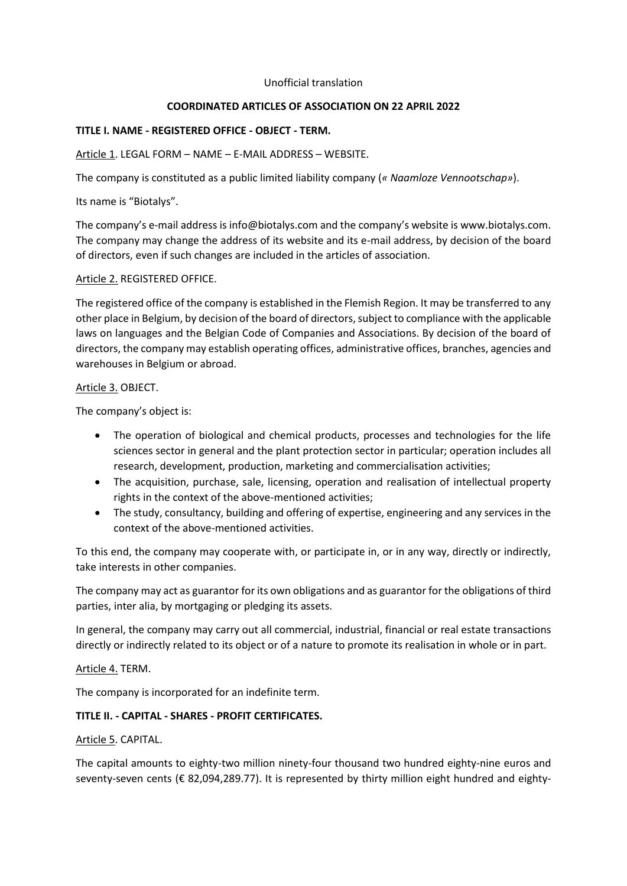Unofficial translation

**COORDINATED ARTICLES OF ASSOCIATION ON 22 APRIL 2022**

**TITLE I. NAME - REGISTERED OFFICE - OBJECT - TERM.**

Article 1. LEGAL FORM – NAME – E-MAIL ADDRESS – WEBSITE.

The company is constituted as a public limited liability company (*« Naamloze Vennootschap»*).

Its name is "Biotalys".

The company's e-mail address is info@biotalys.com and the company's website is www.biotalys.com. The company may change the address of its website and its e-mail address, by decision of the board of directors, even if such changes are included in the articles of association.

Article 2. REGISTERED OFFICE.

The registered office of the company is established in the Flemish Region. It may be transferred to any other place in Belgium, by decision of the board of directors, subject to compliance with the applicable laws on languages and the Belgian Code of Companies and Associations. By decision of the board of directors, the company may establish operating offices, administrative offices, branches, agencies and warehouses in Belgium or abroad.

Article 3. OBJECT.

The company's object is:

- The operation of biological and chemical products, processes and technologies for the life sciences sector in general and the plant protection sector in particular; operation includes all research, development, production, marketing and commercialisation activities;
- The acquisition, purchase, sale, licensing, operation and realisation of intellectual property rights in the context of the above-mentioned activities;
- The study, consultancy, building and offering of expertise, engineering and any services in the context of the above-mentioned activities.

To this end, the company may cooperate with, or participate in, or in any way, directly or indirectly, take interests in other companies.

The company may act as guarantor for its own obligations and as guarantor for the obligations of third parties, inter alia, by mortgaging or pledging its assets.

In general, the company may carry out all commercial, industrial, financial or real estate transactions directly or indirectly related to its object or of a nature to promote its realisation in whole or in part.

Article 4. TERM.

The company is incorporated for an indefinite term.

**TITLE II. - CAPITAL - SHARES - PROFIT CERTIFICATES.**

Article 5. CAPITAL.

The capital amounts to eighty-two million ninety-four thousand two hundred eighty-nine euros and seventy-seven cents (€ 82,094,289.77). It is represented by thirty million eight hundred and eighty-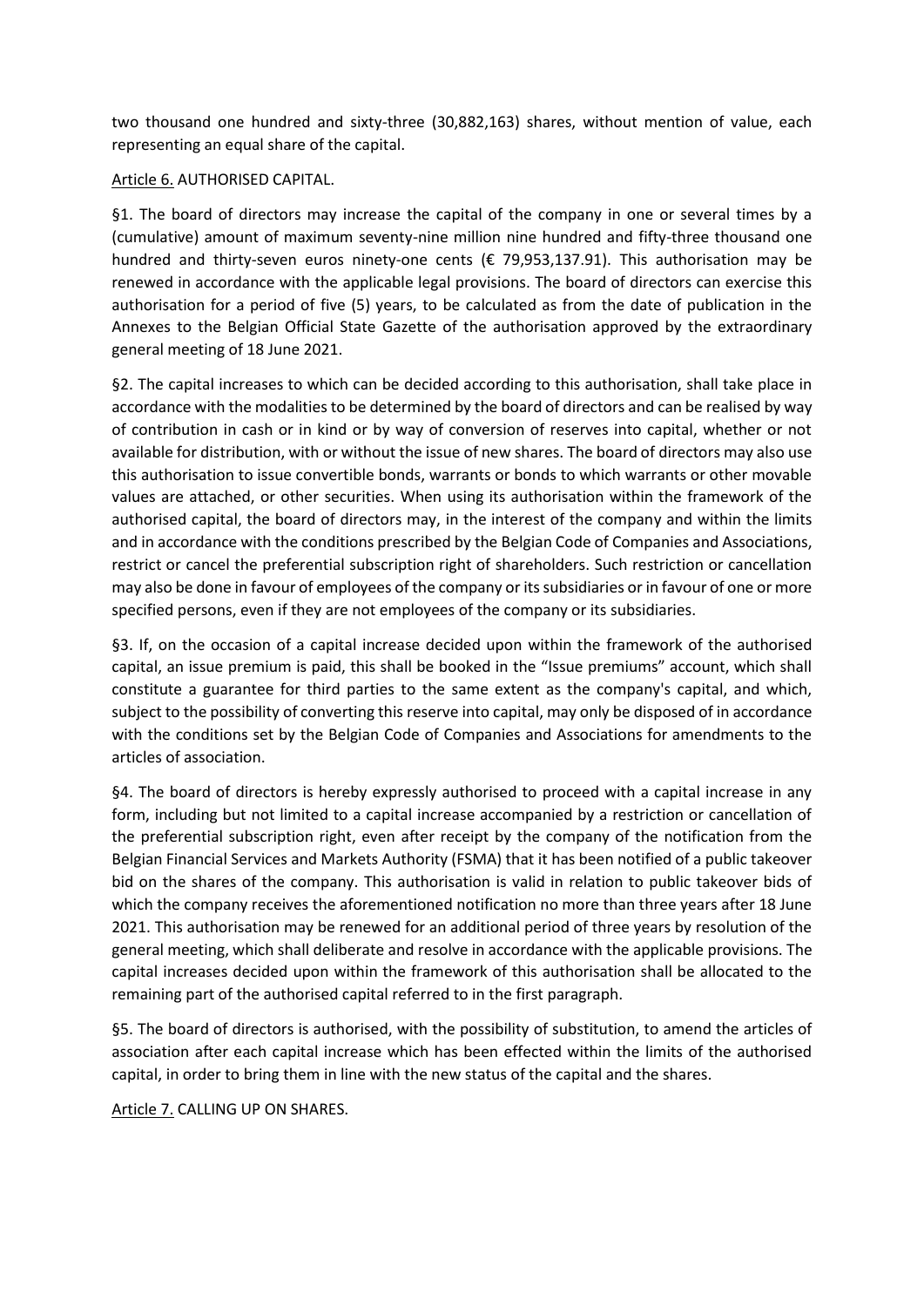two thousand one hundred and sixty-three (30,882,163) shares, without mention of value, each representing an equal share of the capital.

Article 6. AUTHORISED CAPITAL.

§1. The board of directors may increase the capital of the company in one or several times by a (cumulative) amount of maximum seventy-nine million nine hundred and fifty-three thousand one hundred and thirty-seven euros ninety-one cents (€ 79,953,137.91). This authorisation may be renewed in accordance with the applicable legal provisions. The board of directors can exercise this authorisation for a period of five (5) years, to be calculated as from the date of publication in the Annexes to the Belgian Official State Gazette of the authorisation approved by the extraordinary general meeting of 18 June 2021.

§2. The capital increases to which can be decided according to this authorisation, shall take place in accordance with the modalities to be determined by the board of directors and can be realised by way of contribution in cash or in kind or by way of conversion of reserves into capital, whether or not available for distribution, with or without the issue of new shares. The board of directors may also use this authorisation to issue convertible bonds, warrants or bonds to which warrants or other movable values are attached, or other securities. When using its authorisation within the framework of the authorised capital, the board of directors may, in the interest of the company and within the limits and in accordance with the conditions prescribed by the Belgian Code of Companies and Associations, restrict or cancel the preferential subscription right of shareholders. Such restriction or cancellation may also be done in favour of employees of the company or its subsidiaries or in favour of one or more specified persons, even if they are not employees of the company or its subsidiaries.

§3. If, on the occasion of a capital increase decided upon within the framework of the authorised capital, an issue premium is paid, this shall be booked in the "Issue premiums" account, which shall constitute a guarantee for third parties to the same extent as the company's capital, and which, subject to the possibility of converting this reserve into capital, may only be disposed of in accordance with the conditions set by the Belgian Code of Companies and Associations for amendments to the articles of association.

§4. The board of directors is hereby expressly authorised to proceed with a capital increase in any form, including but not limited to a capital increase accompanied by a restriction or cancellation of the preferential subscription right, even after receipt by the company of the notification from the Belgian Financial Services and Markets Authority (FSMA) that it has been notified of a public takeover bid on the shares of the company. This authorisation is valid in relation to public takeover bids of which the company receives the aforementioned notification no more than three years after 18 June 2021. This authorisation may be renewed for an additional period of three years by resolution of the general meeting, which shall deliberate and resolve in accordance with the applicable provisions. The capital increases decided upon within the framework of this authorisation shall be allocated to the remaining part of the authorised capital referred to in the first paragraph.

§5. The board of directors is authorised, with the possibility of substitution, to amend the articles of association after each capital increase which has been effected within the limits of the authorised capital, in order to bring them in line with the new status of the capital and the shares.

Article 7. CALLING UP ON SHARES.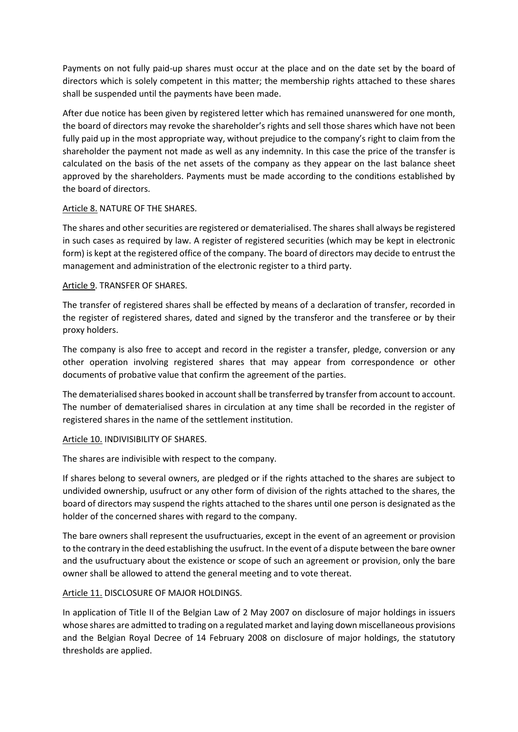Payments on not fully paid-up shares must occur at the place and on the date set by the board of directors which is solely competent in this matter; the membership rights attached to these shares shall be suspended until the payments have been made.

After due notice has been given by registered letter which has remained unanswered for one month, the board of directors may revoke the shareholder's rights and sell those shares which have not been fully paid up in the most appropriate way, without prejudice to the company's right to claim from the shareholder the payment not made as well as any indemnity. In this case the price of the transfer is calculated on the basis of the net assets of the company as they appear on the last balance sheet approved by the shareholders. Payments must be made according to the conditions established by the board of directors.

## Article 8. NATURE OF THE SHARES.

The shares and other securities are registered or dematerialised. The shares shall always be registered in such cases as required by law. A register of registered securities (which may be kept in electronic form) is kept at the registered office of the company. The board of directors may decide to entrust the management and administration of the electronic register to a third party.

## Article 9. TRANSFER OF SHARES.

The transfer of registered shares shall be effected by means of a declaration of transfer, recorded in the register of registered shares, dated and signed by the transferor and the transferee or by their proxy holders.

The company is also free to accept and record in the register a transfer, pledge, conversion or any other operation involving registered shares that may appear from correspondence or other documents of probative value that confirm the agreement of the parties.

The dematerialised shares booked in account shall be transferred by transfer from account to account. The number of dematerialised shares in circulation at any time shall be recorded in the register of registered shares in the name of the settlement institution.

## Article 10. INDIVISIBILITY OF SHARES.

The shares are indivisible with respect to the company.

If shares belong to several owners, are pledged or if the rights attached to the shares are subject to undivided ownership, usufruct or any other form of division of the rights attached to the shares, the board of directors may suspend the rights attached to the shares until one person is designated as the holder of the concerned shares with regard to the company.

The bare owners shall represent the usufructuaries, except in the event of an agreement or provision to the contrary in the deed establishing the usufruct. In the event of a dispute between the bare owner and the usufructuary about the existence or scope of such an agreement or provision, only the bare owner shall be allowed to attend the general meeting and to vote thereat.

## Article 11. DISCLOSURE OF MAJOR HOLDINGS.

In application of Title II of the Belgian Law of 2 May 2007 on disclosure of major holdings in issuers whose shares are admitted to trading on a regulated market and laying down miscellaneous provisions and the Belgian Royal Decree of 14 February 2008 on disclosure of major holdings, the statutory thresholds are applied.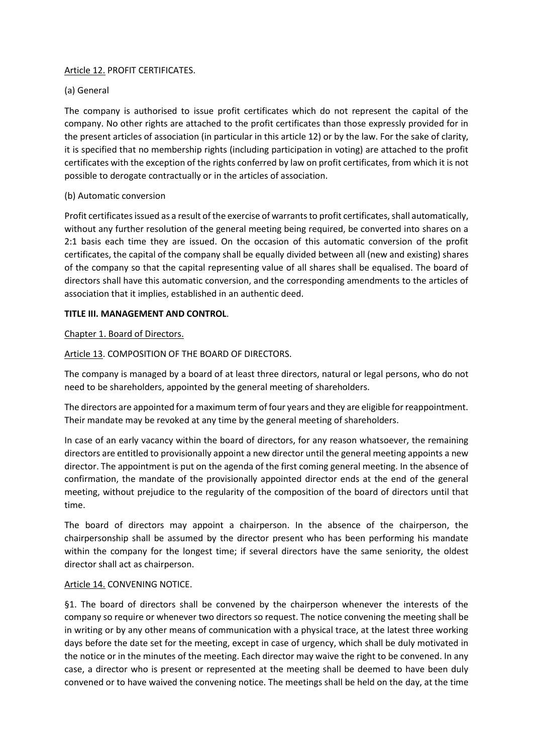Article 12. PROFIT CERTIFICATES.

(a) General

The company is authorised to issue profit certificates which do not represent the capital of the company. No other rights are attached to the profit certificates than those expressly provided for in the present articles of association (in particular in this article 12) or by the law. For the sake of clarity, it is specified that no membership rights (including participation in voting) are attached to the profit certificates with the exception of the rights conferred by law on profit certificates, from which it is not possible to derogate contractually or in the articles of association.

(b) Automatic conversion

Profit certificates issued as a result of the exercise of warrants to profit certificates, shall automatically, without any further resolution of the general meeting being required, be converted into shares on a 2:1 basis each time they are issued. On the occasion of this automatic conversion of the profit certificates, the capital of the company shall be equally divided between all (new and existing) shares of the company so that the capital representing value of all shares shall be equalised. The board of directors shall have this automatic conversion, and the corresponding amendments to the articles of association that it implies, established in an authentic deed.

## TITLE III. MANAGEMENT AND CONTROL.

Chapter 1. Board of Directors.

Article 13. COMPOSITION OF THE BOARD OF DIRECTORS.

The company is managed by a board of at least three directors, natural or legal persons, who do not need to be shareholders, appointed by the general meeting of shareholders.

The directors are appointed for a maximum term of four years and they are eligible for reappointment. Their mandate may be revoked at any time by the general meeting of shareholders.

In case of an early vacancy within the board of directors, for any reason whatsoever, the remaining directors are entitled to provisionally appoint a new director until the general meeting appoints a new director. The appointment is put on the agenda of the first coming general meeting. In the absence of confirmation, the mandate of the provisionally appointed director ends at the end of the general meeting, without prejudice to the regularity of the composition of the board of directors until that time.

The board of directors may appoint a chairperson. In the absence of the chairperson, the chairpersonship shall be assumed by the director present who has been performing his mandate within the company for the longest time; if several directors have the same seniority, the oldest director shall act as chairperson.

Article 14. CONVENING NOTICE.

§1. The board of directors shall be convened by the chairperson whenever the interests of the company so require or whenever two directors so request. The notice convening the meeting shall be in writing or by any other means of communication with a physical trace, at the latest three working days before the date set for the meeting, except in case of urgency, which shall be duly motivated in the notice or in the minutes of the meeting. Each director may waive the right to be convened. In any case, a director who is present or represented at the meeting shall be deemed to have been duly convened or to have waived the convening notice. The meetings shall be held on the day, at the time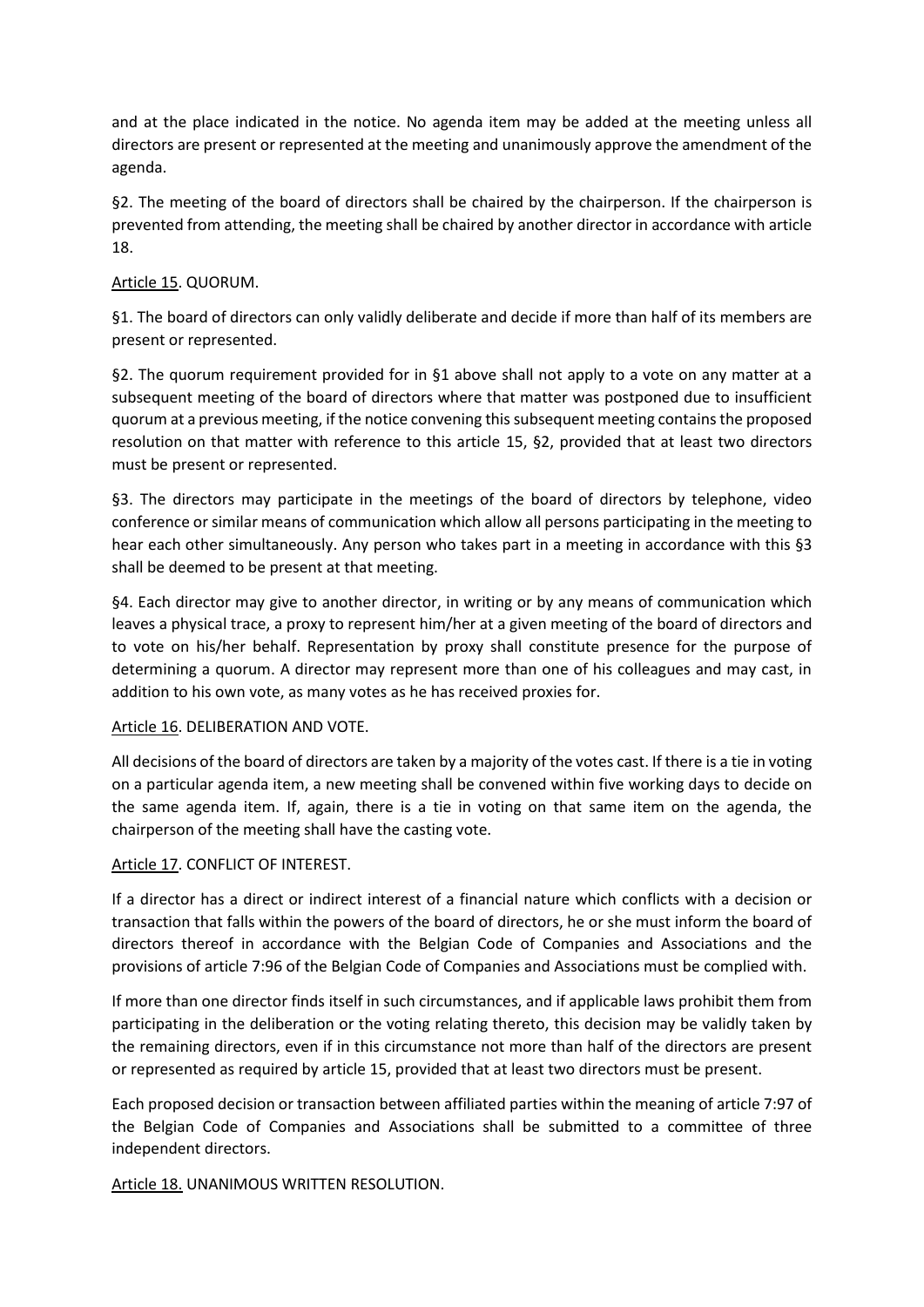and at the place indicated in the notice. No agenda item may be added at the meeting unless all directors are present or represented at the meeting and unanimously approve the amendment of the agenda.

§2. The meeting of the board of directors shall be chaired by the chairperson. If the chairperson is prevented from attending, the meeting shall be chaired by another director in accordance with article 18.

Article 15. QUORUM.

§1. The board of directors can only validly deliberate and decide if more than half of its members are present or represented.

§2. The quorum requirement provided for in §1 above shall not apply to a vote on any matter at a subsequent meeting of the board of directors where that matter was postponed due to insufficient quorum at a previous meeting, if the notice convening this subsequent meeting contains the proposed resolution on that matter with reference to this article 15, §2, provided that at least two directors must be present or represented.

§3. The directors may participate in the meetings of the board of directors by telephone, video conference or similar means of communication which allow all persons participating in the meeting to hear each other simultaneously. Any person who takes part in a meeting in accordance with this §3 shall be deemed to be present at that meeting.

§4. Each director may give to another director, in writing or by any means of communication which leaves a physical trace, a proxy to represent him/her at a given meeting of the board of directors and to vote on his/her behalf. Representation by proxy shall constitute presence for the purpose of determining a quorum. A director may represent more than one of his colleagues and may cast, in addition to his own vote, as many votes as he has received proxies for.

Article 16. DELIBERATION AND VOTE.

All decisions of the board of directors are taken by a majority of the votes cast. If there is a tie in voting on a particular agenda item, a new meeting shall be convened within five working days to decide on the same agenda item. If, again, there is a tie in voting on that same item on the agenda, the chairperson of the meeting shall have the casting vote.

Article 17. CONFLICT OF INTEREST.

If a director has a direct or indirect interest of a financial nature which conflicts with a decision or transaction that falls within the powers of the board of directors, he or she must inform the board of directors thereof in accordance with the Belgian Code of Companies and Associations and the provisions of article 7:96 of the Belgian Code of Companies and Associations must be complied with.

If more than one director finds itself in such circumstances, and if applicable laws prohibit them from participating in the deliberation or the voting relating thereto, this decision may be validly taken by the remaining directors, even if in this circumstance not more than half of the directors are present or represented as required by article 15, provided that at least two directors must be present.

Each proposed decision or transaction between affiliated parties within the meaning of article 7:97 of the Belgian Code of Companies and Associations shall be submitted to a committee of three independent directors.

Article 18. UNANIMOUS WRITTEN RESOLUTION.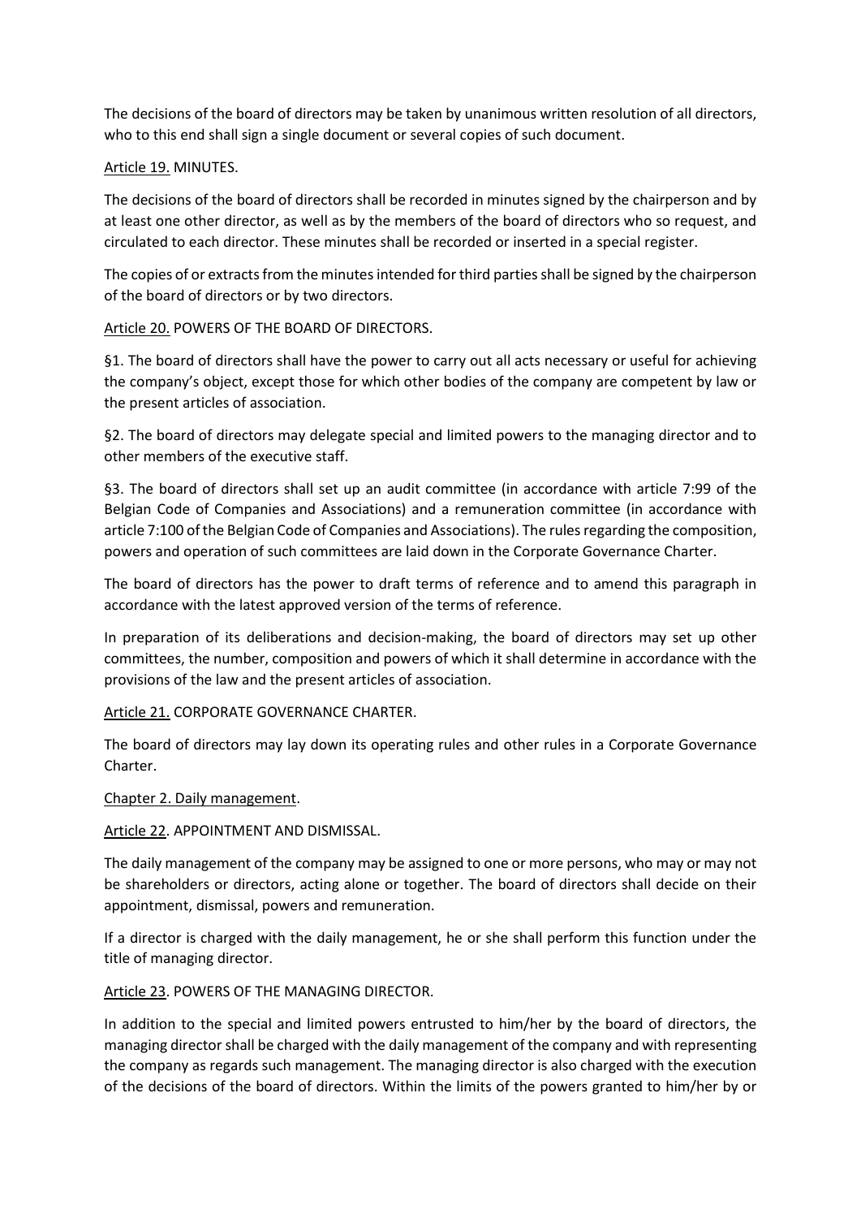The decisions of the board of directors may be taken by unanimous written resolution of all directors, who to this end shall sign a single document or several copies of such document.

Article 19. MINUTES.

The decisions of the board of directors shall be recorded in minutes signed by the chairperson and by at least one other director, as well as by the members of the board of directors who so request, and circulated to each director. These minutes shall be recorded or inserted in a special register.

The copies of or extracts from the minutes intended for third parties shall be signed by the chairperson of the board of directors or by two directors.

Article 20. POWERS OF THE BOARD OF DIRECTORS.

§1. The board of directors shall have the power to carry out all acts necessary or useful for achieving the company's object, except those for which other bodies of the company are competent by law or the present articles of association.

§2. The board of directors may delegate special and limited powers to the managing director and to other members of the executive staff.

§3. The board of directors shall set up an audit committee (in accordance with article 7:99 of the Belgian Code of Companies and Associations) and a remuneration committee (in accordance with article 7:100 of the Belgian Code of Companies and Associations). The rules regarding the composition, powers and operation of such committees are laid down in the Corporate Governance Charter.

The board of directors has the power to draft terms of reference and to amend this paragraph in accordance with the latest approved version of the terms of reference.

In preparation of its deliberations and decision-making, the board of directors may set up other committees, the number, composition and powers of which it shall determine in accordance with the provisions of the law and the present articles of association.

Article 21. CORPORATE GOVERNANCE CHARTER.

The board of directors may lay down its operating rules and other rules in a Corporate Governance Charter.

Chapter 2. Daily management.

Article 22. APPOINTMENT AND DISMISSAL.

The daily management of the company may be assigned to one or more persons, who may or may not be shareholders or directors, acting alone or together. The board of directors shall decide on their appointment, dismissal, powers and remuneration.

If a director is charged with the daily management, he or she shall perform this function under the title of managing director.

Article 23. POWERS OF THE MANAGING DIRECTOR.

In addition to the special and limited powers entrusted to him/her by the board of directors, the managing director shall be charged with the daily management of the company and with representing the company as regards such management. The managing director is also charged with the execution of the decisions of the board of directors. Within the limits of the powers granted to him/her by or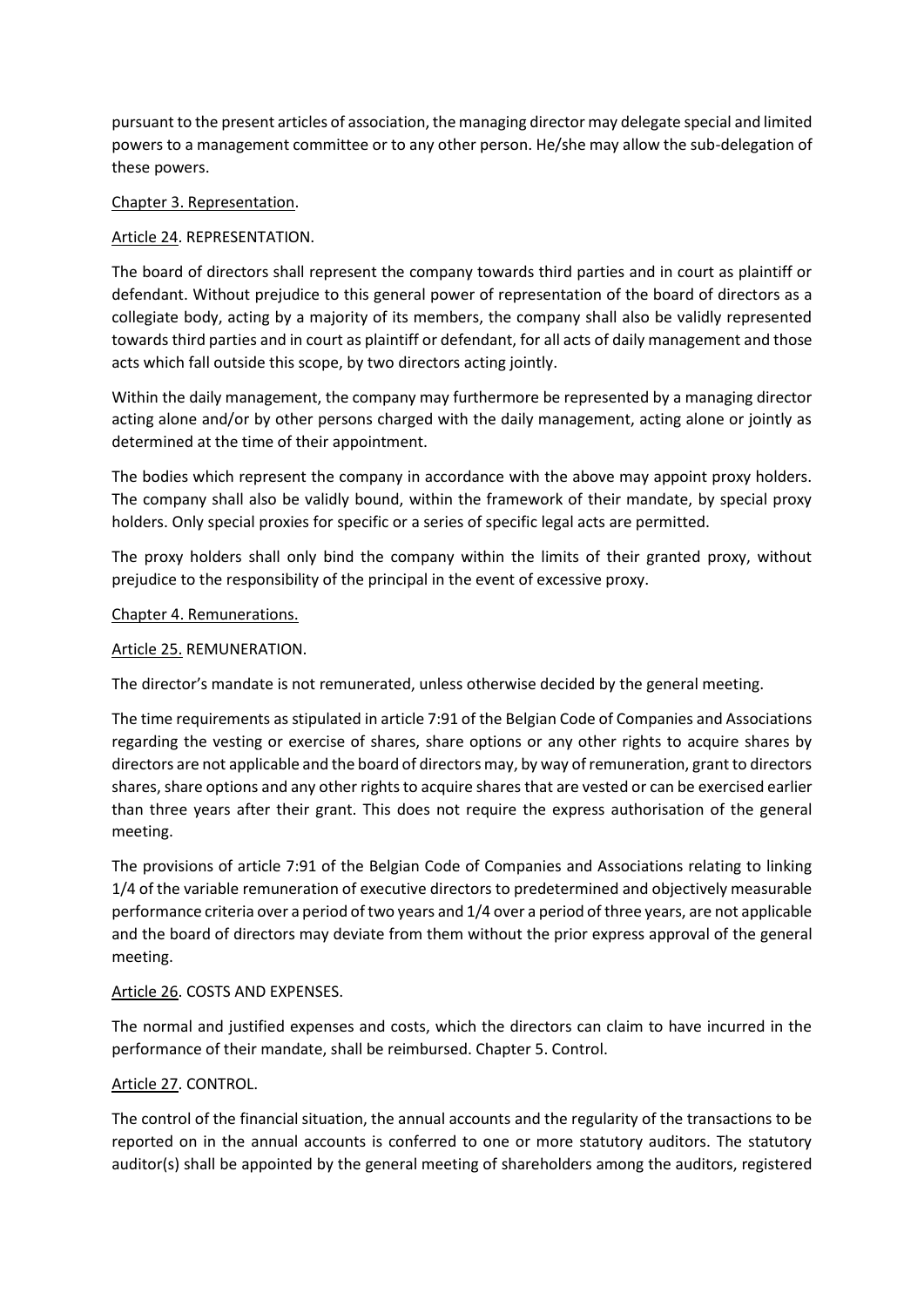pursuant to the present articles of association, the managing director may delegate special and limited powers to a management committee or to any other person. He/she may allow the sub-delegation of these powers.

Chapter 3. Representation.

Article 24. REPRESENTATION.

The board of directors shall represent the company towards third parties and in court as plaintiff or defendant. Without prejudice to this general power of representation of the board of directors as a collegiate body, acting by a majority of its members, the company shall also be validly represented towards third parties and in court as plaintiff or defendant, for all acts of daily management and those acts which fall outside this scope, by two directors acting jointly.

Within the daily management, the company may furthermore be represented by a managing director acting alone and/or by other persons charged with the daily management, acting alone or jointly as determined at the time of their appointment.

The bodies which represent the company in accordance with the above may appoint proxy holders. The company shall also be validly bound, within the framework of their mandate, by special proxy holders. Only special proxies for specific or a series of specific legal acts are permitted.

The proxy holders shall only bind the company within the limits of their granted proxy, without prejudice to the responsibility of the principal in the event of excessive proxy.

Chapter 4. Remunerations.

Article 25. REMUNERATION.

The director's mandate is not remunerated, unless otherwise decided by the general meeting.

The time requirements as stipulated in article 7:91 of the Belgian Code of Companies and Associations regarding the vesting or exercise of shares, share options or any other rights to acquire shares by directors are not applicable and the board of directors may, by way of remuneration, grant to directors shares, share options and any other rights to acquire shares that are vested or can be exercised earlier than three years after their grant. This does not require the express authorisation of the general meeting.

The provisions of article 7:91 of the Belgian Code of Companies and Associations relating to linking 1/4 of the variable remuneration of executive directors to predetermined and objectively measurable performance criteria over a period of two years and 1/4 over a period of three years, are not applicable and the board of directors may deviate from them without the prior express approval of the general meeting.

Article 26. COSTS AND EXPENSES.

The normal and justified expenses and costs, which the directors can claim to have incurred in the performance of their mandate, shall be reimbursed. Chapter 5. Control.

Article 27. CONTROL.

The control of the financial situation, the annual accounts and the regularity of the transactions to be reported on in the annual accounts is conferred to one or more statutory auditors. The statutory auditor(s) shall be appointed by the general meeting of shareholders among the auditors, registered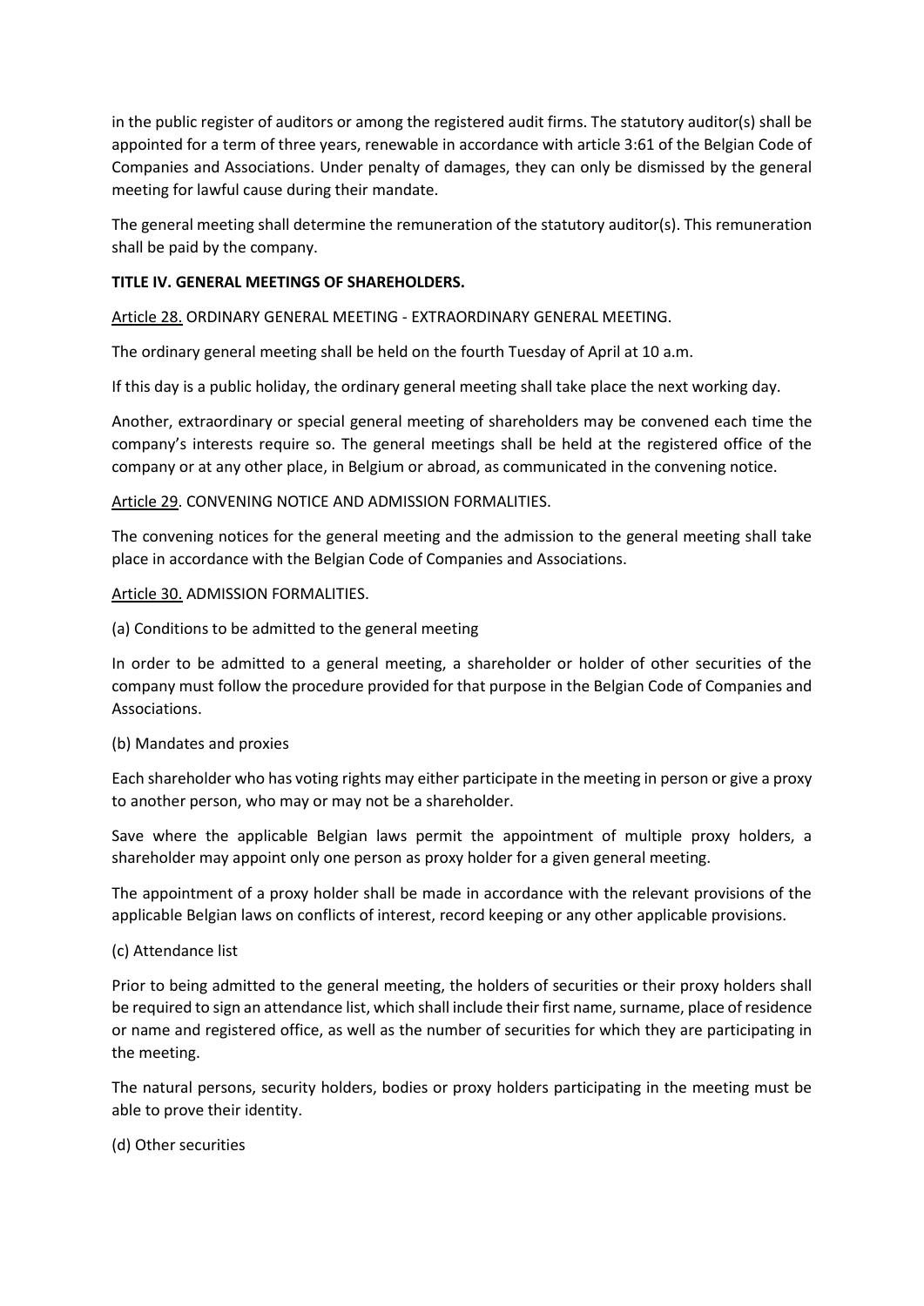in the public register of auditors or among the registered audit firms. The statutory auditor(s) shall be appointed for a term of three years, renewable in accordance with article 3:61 of the Belgian Code of Companies and Associations. Under penalty of damages, they can only be dismissed by the general meeting for lawful cause during their mandate.

The general meeting shall determine the remuneration of the statutory auditor(s). This remuneration shall be paid by the company.

**TITLE IV. GENERAL MEETINGS OF SHAREHOLDERS.**

Article 28. ORDINARY GENERAL MEETING - EXTRAORDINARY GENERAL MEETING.

The ordinary general meeting shall be held on the fourth Tuesday of April at 10 a.m.

If this day is a public holiday, the ordinary general meeting shall take place the next working day.

Another, extraordinary or special general meeting of shareholders may be convened each time the company's interests require so. The general meetings shall be held at the registered office of the company or at any other place, in Belgium or abroad, as communicated in the convening notice.

Article 29. CONVENING NOTICE AND ADMISSION FORMALITIES.

The convening notices for the general meeting and the admission to the general meeting shall take place in accordance with the Belgian Code of Companies and Associations.

Article 30. ADMISSION FORMALITIES.

(a) Conditions to be admitted to the general meeting

In order to be admitted to a general meeting, a shareholder or holder of other securities of the company must follow the procedure provided for that purpose in the Belgian Code of Companies and Associations.

(b) Mandates and proxies

Each shareholder who has voting rights may either participate in the meeting in person or give a proxy to another person, who may or may not be a shareholder.

Save where the applicable Belgian laws permit the appointment of multiple proxy holders, a shareholder may appoint only one person as proxy holder for a given general meeting.

The appointment of a proxy holder shall be made in accordance with the relevant provisions of the applicable Belgian laws on conflicts of interest, record keeping or any other applicable provisions.

(c) Attendance list

Prior to being admitted to the general meeting, the holders of securities or their proxy holders shall be required to sign an attendance list, which shall include their first name, surname, place of residence or name and registered office, as well as the number of securities for which they are participating in the meeting.

The natural persons, security holders, bodies or proxy holders participating in the meeting must be able to prove their identity.

(d) Other securities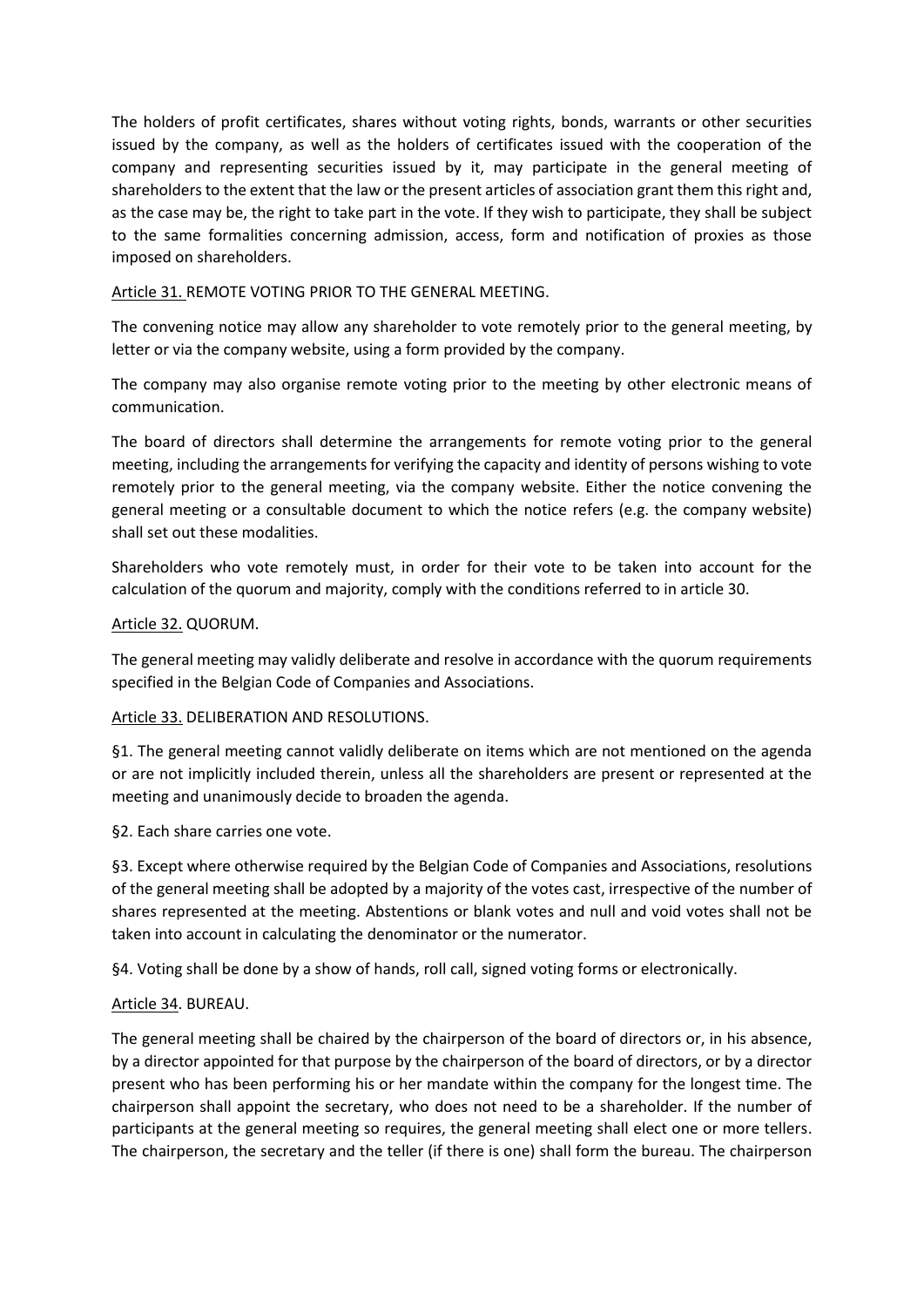The holders of profit certificates, shares without voting rights, bonds, warrants or other securities issued by the company, as well as the holders of certificates issued with the cooperation of the company and representing securities issued by it, may participate in the general meeting of shareholders to the extent that the law or the present articles of association grant them this right and, as the case may be, the right to take part in the vote. If they wish to participate, they shall be subject to the same formalities concerning admission, access, form and notification of proxies as those imposed on shareholders.

Article 31. REMOTE VOTING PRIOR TO THE GENERAL MEETING.

The convening notice may allow any shareholder to vote remotely prior to the general meeting, by letter or via the company website, using a form provided by the company.

The company may also organise remote voting prior to the meeting by other electronic means of communication.

The board of directors shall determine the arrangements for remote voting prior to the general meeting, including the arrangements for verifying the capacity and identity of persons wishing to vote remotely prior to the general meeting, via the company website. Either the notice convening the general meeting or a consultable document to which the notice refers (e.g. the company website) shall set out these modalities.

Shareholders who vote remotely must, in order for their vote to be taken into account for the calculation of the quorum and majority, comply with the conditions referred to in article 30.

Article 32. QUORUM.

The general meeting may validly deliberate and resolve in accordance with the quorum requirements specified in the Belgian Code of Companies and Associations.

Article 33. DELIBERATION AND RESOLUTIONS.

§1. The general meeting cannot validly deliberate on items which are not mentioned on the agenda or are not implicitly included therein, unless all the shareholders are present or represented at the meeting and unanimously decide to broaden the agenda.

§2. Each share carries one vote.

§3. Except where otherwise required by the Belgian Code of Companies and Associations, resolutions of the general meeting shall be adopted by a majority of the votes cast, irrespective of the number of shares represented at the meeting. Abstentions or blank votes and null and void votes shall not be taken into account in calculating the denominator or the numerator.

§4. Voting shall be done by a show of hands, roll call, signed voting forms or electronically.

Article 34. BUREAU.

The general meeting shall be chaired by the chairperson of the board of directors or, in his absence, by a director appointed for that purpose by the chairperson of the board of directors, or by a director present who has been performing his or her mandate within the company for the longest time. The chairperson shall appoint the secretary, who does not need to be a shareholder. If the number of participants at the general meeting so requires, the general meeting shall elect one or more tellers. The chairperson, the secretary and the teller (if there is one) shall form the bureau. The chairperson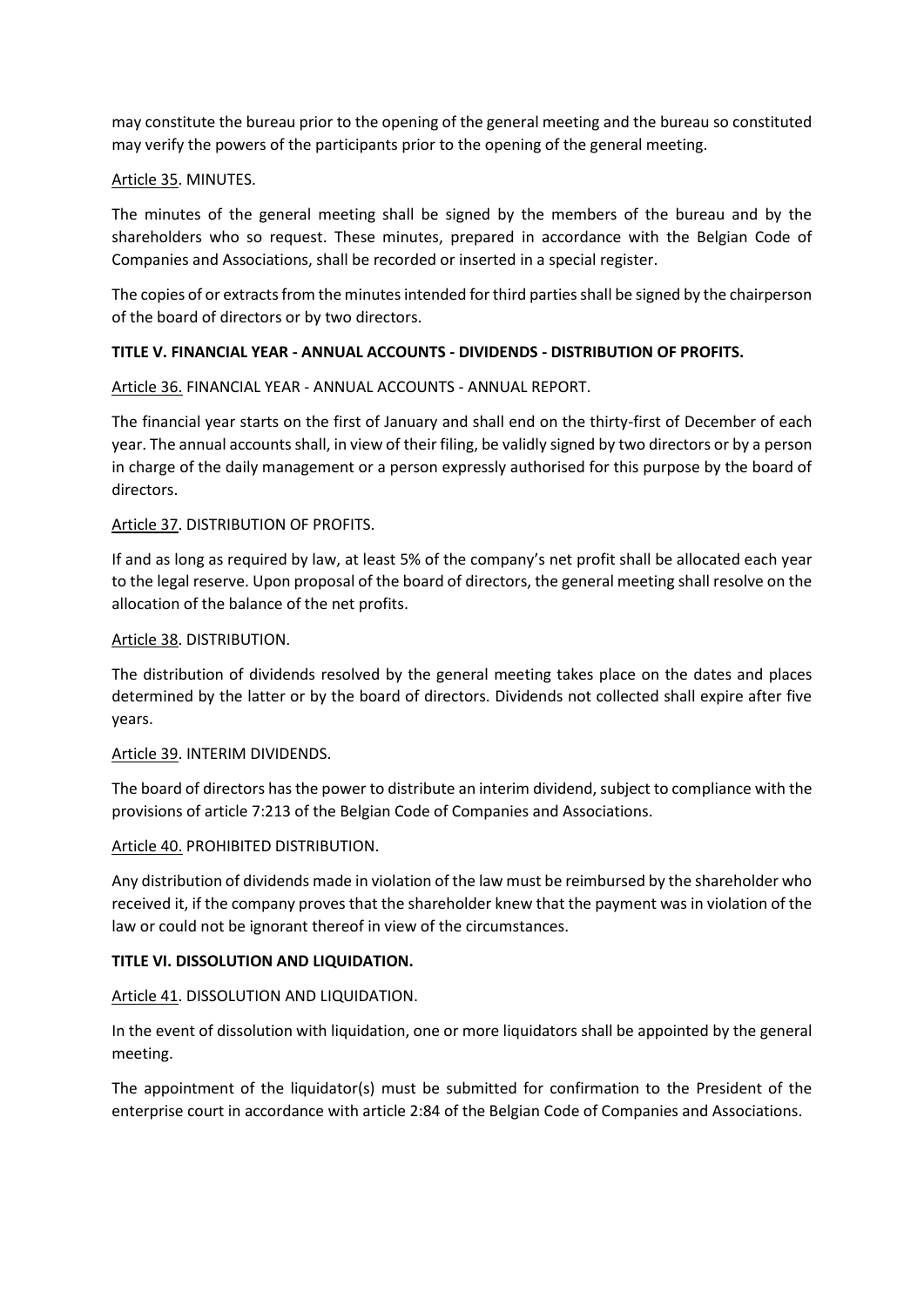may constitute the bureau prior to the opening of the general meeting and the bureau so constituted may verify the powers of the participants prior to the opening of the general meeting.

Article 35. MINUTES.

The minutes of the general meeting shall be signed by the members of the bureau and by the shareholders who so request. These minutes, prepared in accordance with the Belgian Code of Companies and Associations, shall be recorded or inserted in a special register.

The copies of or extracts from the minutes intended for third parties shall be signed by the chairperson of the board of directors or by two directors.

**TITLE V. FINANCIAL YEAR - ANNUAL ACCOUNTS - DIVIDENDS - DISTRIBUTION OF PROFITS.**

Article 36. FINANCIAL YEAR - ANNUAL ACCOUNTS - ANNUAL REPORT.

The financial year starts on the first of January and shall end on the thirty-first of December of each year. The annual accounts shall, in view of their filing, be validly signed by two directors or by a person in charge of the daily management or a person expressly authorised for this purpose by the board of directors.

Article 37. DISTRIBUTION OF PROFITS.

If and as long as required by law, at least 5% of the company's net profit shall be allocated each year to the legal reserve. Upon proposal of the board of directors, the general meeting shall resolve on the allocation of the balance of the net profits.

Article 38. DISTRIBUTION.

The distribution of dividends resolved by the general meeting takes place on the dates and places determined by the latter or by the board of directors. Dividends not collected shall expire after five years.

Article 39. INTERIM DIVIDENDS.

The board of directors has the power to distribute an interim dividend, subject to compliance with the provisions of article 7:213 of the Belgian Code of Companies and Associations.

Article 40. PROHIBITED DISTRIBUTION.

Any distribution of dividends made in violation of the law must be reimbursed by the shareholder who received it, if the company proves that the shareholder knew that the payment was in violation of the law or could not be ignorant thereof in view of the circumstances.

**TITLE VI. DISSOLUTION AND LIQUIDATION.**

Article 41. DISSOLUTION AND LIQUIDATION.

In the event of dissolution with liquidation, one or more liquidators shall be appointed by the general meeting.

The appointment of the liquidator(s) must be submitted for confirmation to the President of the enterprise court in accordance with article 2:84 of the Belgian Code of Companies and Associations.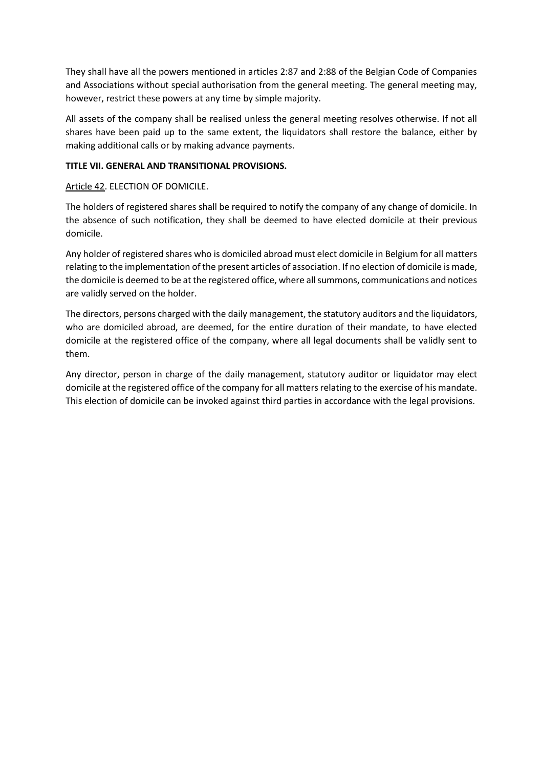They shall have all the powers mentioned in articles 2:87 and 2:88 of the Belgian Code of Companies and Associations without special authorisation from the general meeting. The general meeting may, however, restrict these powers at any time by simple majority.

All assets of the company shall be realised unless the general meeting resolves otherwise. If not all shares have been paid up to the same extent, the liquidators shall restore the balance, either by making additional calls or by making advance payments.

**TITLE VII. GENERAL AND TRANSITIONAL PROVISIONS.**

Article 42. ELECTION OF DOMICILE.

The holders of registered shares shall be required to notify the company of any change of domicile. In the absence of such notification, they shall be deemed to have elected domicile at their previous domicile.

Any holder of registered shares who is domiciled abroad must elect domicile in Belgium for all matters relating to the implementation of the present articles of association. If no election of domicile is made, the domicile is deemed to be at the registered office, where all summons, communications and notices are validly served on the holder.

The directors, persons charged with the daily management, the statutory auditors and the liquidators, who are domiciled abroad, are deemed, for the entire duration of their mandate, to have elected domicile at the registered office of the company, where all legal documents shall be validly sent to them.

Any director, person in charge of the daily management, statutory auditor or liquidator may elect domicile at the registered office of the company for all matters relating to the exercise of his mandate. This election of domicile can be invoked against third parties in accordance with the legal provisions.